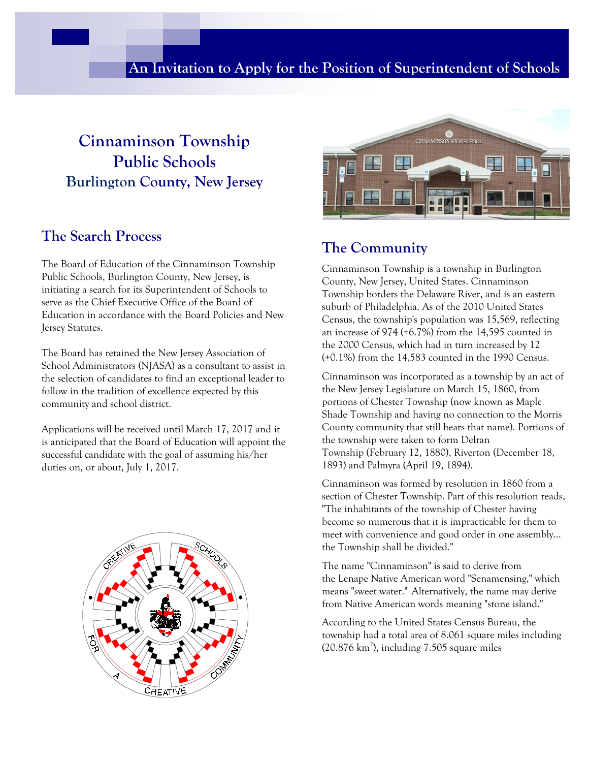# An Invitation to Apply for the Position of Superintendent of Schools

## Cinnaminson Township Public Schools
### Burlington County, New Jersey

## The Search Process

The Board of Education of the Cinnaminson Township Public Schools, Burlington County, New Jersey, is initiating a search for its Superintendent of Schools to serve as the Chief Executive Office of the Board of Education in accordance with the Board Policies and New Jersey Statutes.

The Board has retained the New Jersey Association of School Administrators (NJASA) as a consultant to assist in the selection of candidates to find an exceptional leader to follow in the tradition of excellence expected by this community and school district.

Applications will be received until March 17, 2017 and it is anticipated that the Board of Education will appoint the successful candidate with the goal of assuming his/her duties on, or about, July 1, 2017.

## The Community

Cinnaminson Township is a township in Burlington County, New Jersey, United States. Cinnaminson Township borders the Delaware River, and is an eastern suburb of Philadelphia. As of the 2010 United States Census, the township's population was 15,569, reflecting an increase of 974 (+6.7%) from the 14,595 counted in the 2000 Census, which had in turn increased by 12 (+0.1%) from the 14,583 counted in the 1990 Census.

Cinnaminson was incorporated as a township by an act of the New Jersey Legislature on March 15, 1860, from portions of Chester Township (now known as Maple Shade Township and having no connection to the Morris County community that still bears that name). Portions of the township were taken to form Delran Township (February 12, 1880), Riverton (December 18, 1893) and Palmyra (April 19, 1894).

Cinnaminson was formed by resolution in 1860 from a section of Chester Township. Part of this resolution reads, "The inhabitants of the township of Chester having become so numerous that it is impracticable for them to meet with convenience and good order in one assembly... the Township shall be divided."

The name "Cinnaminson" is said to derive from the Lenape Native American word "Senamensing," which means "sweet water." Alternatively, the name may derive from Native American words meaning "stone island."

According to the United States Census Bureau, the township had a total area of 8.061 square miles including (20.876 km$^2$), including 7.505 square miles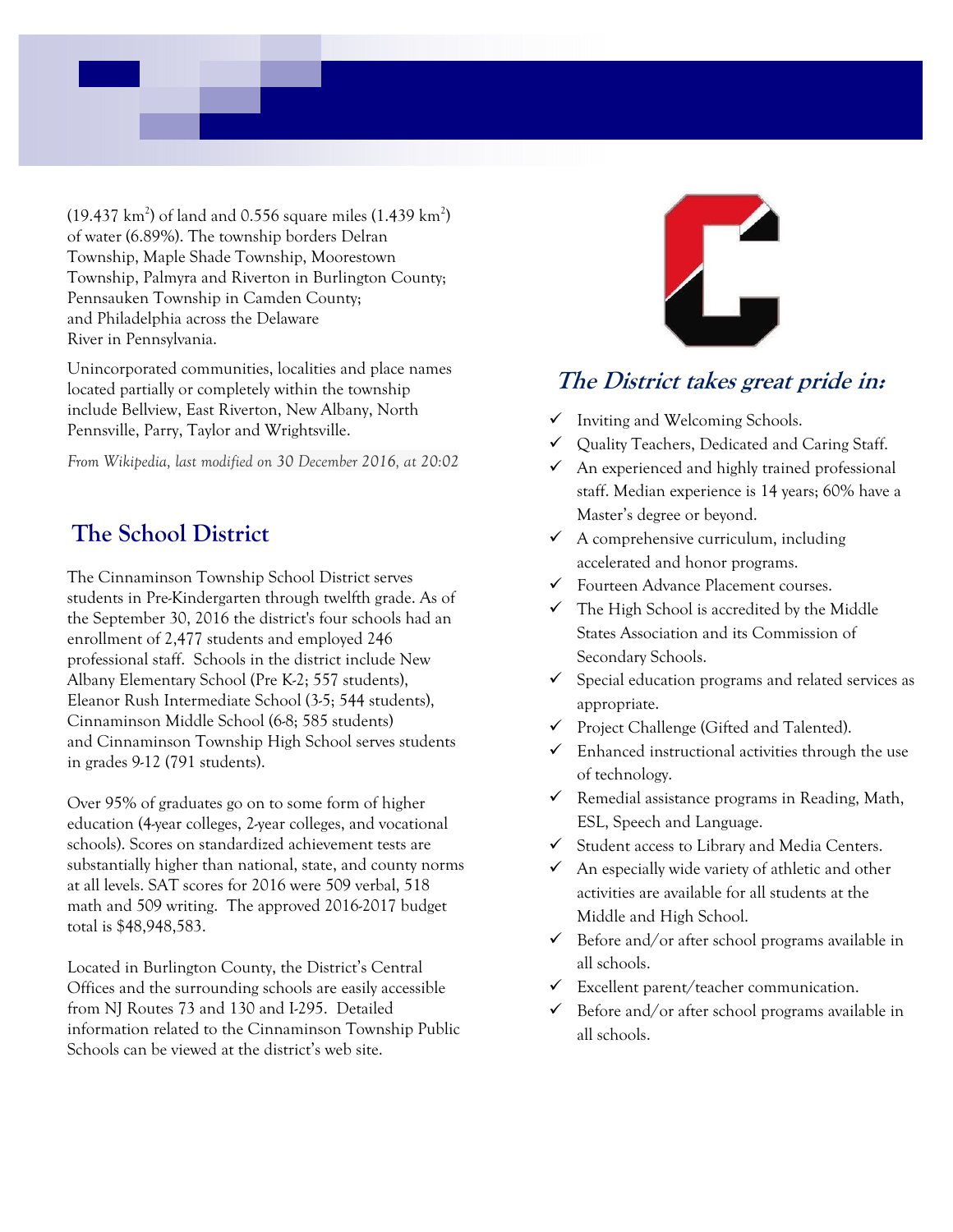(19.437 $km^2$) of land and 0.556 square miles (1.439 $km^2$) of water (6.89%). The township borders Delran Township, Maple Shade Township, Moorestown Township, Palmyra and Riverton in Burlington County; Pennsauken Township in Camden County; and Philadelphia across the Delaware River in Pennsylvania.

Unincorporated communities, localities and place names located partially or completely within the township include Bellview, East Riverton, New Albany, North Pennsville, Parry, Taylor and Wrightsville.

*From Wikipedia, last modified on 30 December 2016, at 20:02*

## The School District

The Cinnaminson Township School District serves students in Pre-Kindergarten through twelfth grade. As of the September 30, 2016 the district's four schools had an enrollment of 2,477 students and employed 246 professional staff. Schools in the district include New Albany Elementary School (Pre K-2; 557 students), Eleanor Rush Intermediate School (3-5; 544 students), Cinnaminson Middle School (6-8; 585 students) and Cinnaminson Township High School serves students in grades 9-12 (791 students).

Over 95% of graduates go on to some form of higher education (4-year colleges, 2-year colleges, and vocational schools). Scores on standardized achievement tests are substantially higher than national, state, and county norms at all levels. SAT scores for 2016 were 509 verbal, 518 math and 509 writing. The approved 2016-2017 budget total is $48,948,583.

Located in Burlington County, the District's Central Offices and the surrounding schools are easily accessible from NJ Routes 73 and 130 and I-295. Detailed information related to the Cinnaminson Township Public Schools can be viewed at the district's web site.

### *The District takes great pride in:*

- ✓ Inviting and Welcoming Schools.
- ✓ Quality Teachers, Dedicated and Caring Staff.
- ✓ An experienced and highly trained professional staff. Median experience is 14 years; 60% have a Master's degree or beyond.
- ✓ A comprehensive curriculum, including accelerated and honor programs.
- ✓ Fourteen Advance Placement courses.
- ✓ The High School is accredited by the Middle States Association and its Commission of Secondary Schools.
- ✓ Special education programs and related services as appropriate.
- ✓ Project Challenge (Gifted and Talented).
- ✓ Enhanced instructional activities through the use of technology.
- ✓ Remedial assistance programs in Reading, Math, ESL, Speech and Language.
- ✓ Student access to Library and Media Centers.
- ✓ An especially wide variety of athletic and other activities are available for all students at the Middle and High School.
- ✓ Before and/or after school programs available in all schools.
- ✓ Excellent parent/teacher communication.
- ✓ Before and/or after school programs available in all schools.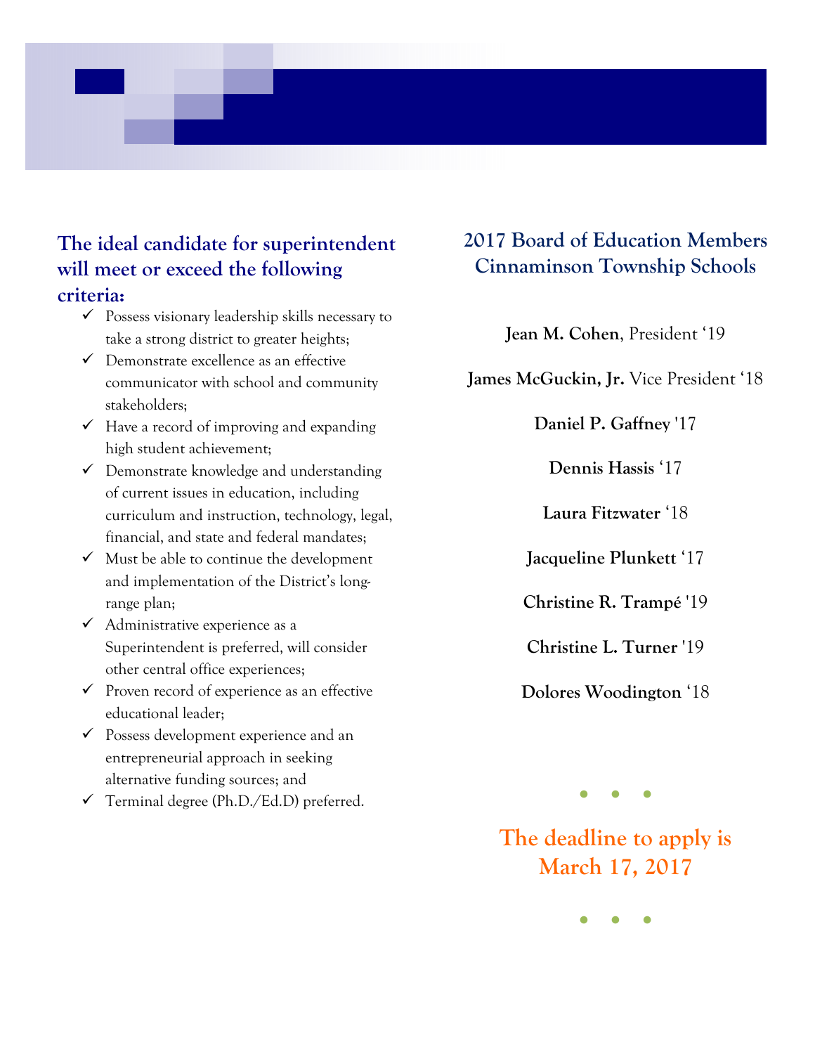## The ideal candidate for superintendent will meet or exceed the following criteria:

- ✓ Possess visionary leadership skills necessary to take a strong district to greater heights;
- ✓ Demonstrate excellence as an effective communicator with school and community stakeholders;
- ✓ Have a record of improving and expanding high student achievement;
- ✓ Demonstrate knowledge and understanding of current issues in education, including curriculum and instruction, technology, legal, financial, and state and federal mandates;
- ✓ Must be able to continue the development and implementation of the District's long-range plan;
- ✓ Administrative experience as a Superintendent is preferred, will consider other central office experiences;
- ✓ Proven record of experience as an effective educational leader;
- ✓ Possess development experience and an entrepreneurial approach in seeking alternative funding sources; and
- ✓ Terminal degree (Ph.D./Ed.D) preferred.

## 2017 Board of Education Members Cinnaminson Township Schools

**Jean M. Cohen**, President '19

**James McGuckin, Jr.** Vice President '18

**Daniel P. Gaffney** '17

**Dennis Hassis** '17

**Laura Fitzwater** '18

**Jacqueline Plunkett** '17

**Christine R. Trampé** '19

**Christine L. Turner** '19

**Dolores Woodington** '18

• • •

**The deadline to apply is March 17, 2017**

• • •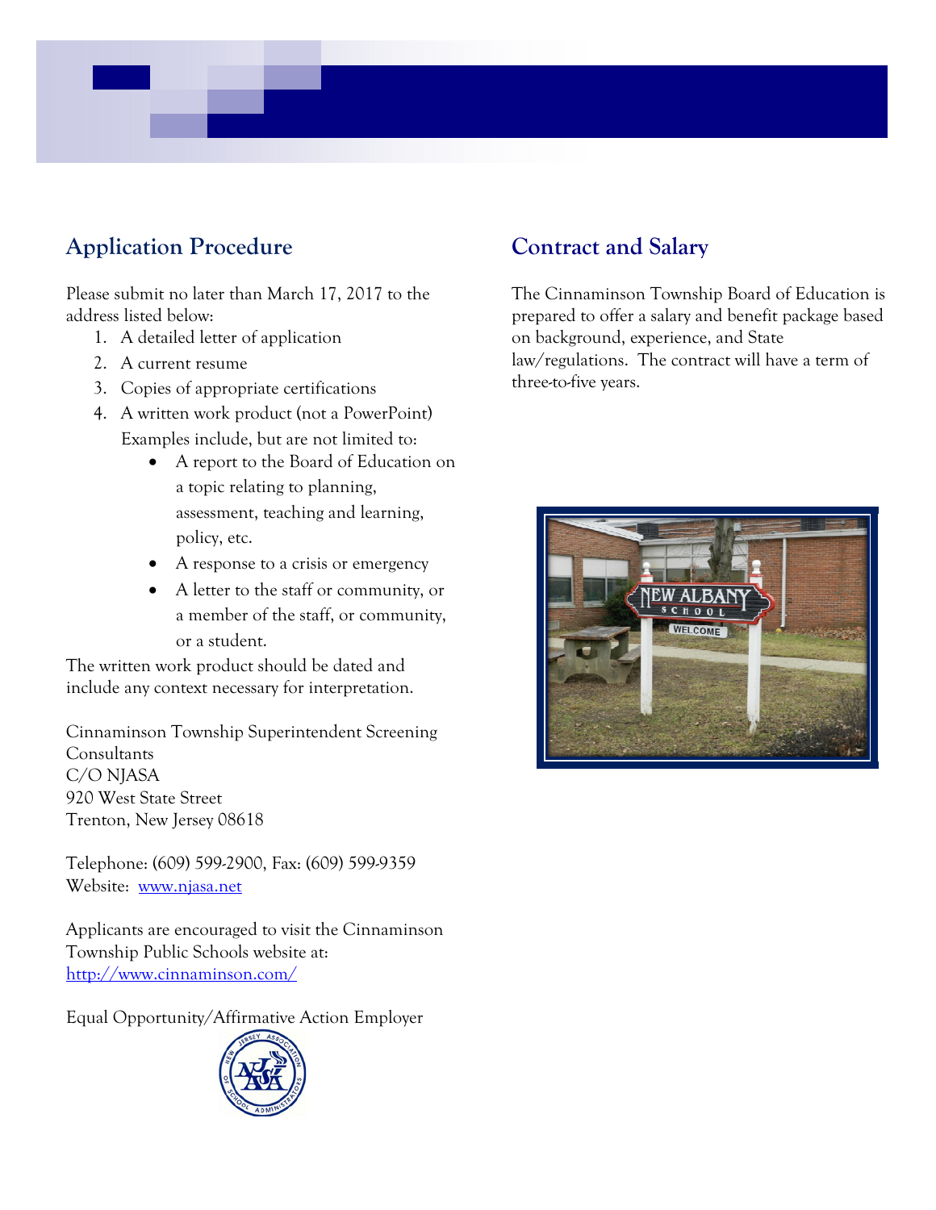## Application Procedure

Please submit no later than March 17, 2017 to the address listed below:

1. A detailed letter of application
2. A current resume
3. Copies of appropriate certifications
4. A written work product (not a PowerPoint) Examples include, but are not limited to:
   - A report to the Board of Education on a topic relating to planning, assessment, teaching and learning, policy, etc.
   - A response to a crisis or emergency
   - A letter to the staff or community, or a member of the staff, or community, or a student.

The written work product should be dated and include any context necessary for interpretation.

Cinnaminson Township Superintendent Screening Consultants
C/O NJASA
920 West State Street
Trenton, New Jersey 08618

Telephone: (609) 599-2900, Fax: (609) 599-9359
Website: www.njasa.net

Applicants are encouraged to visit the Cinnaminson Township Public Schools website at: http://www.cinnaminson.com/

Equal Opportunity/Affirmative Action Employer

## Contract and Salary

The Cinnaminson Township Board of Education is prepared to offer a salary and benefit package based on background, experience, and State law/regulations. The contract will have a term of three-to-five years.